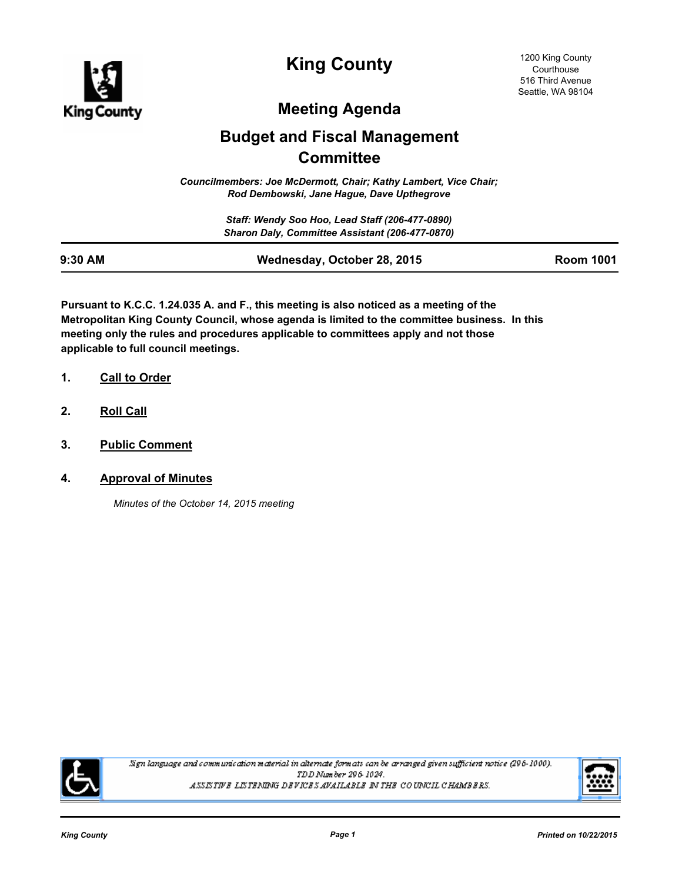# King County

1200 King County Courthouse
516 Third Avenue
Seattle, WA 98104

## Meeting Agenda

## Budget and Fiscal Management Committee

*Councilmembers: Joe McDermott, Chair; Kathy Lambert, Vice Chair; Rod Dembowski, Jane Hague, Dave Upthegrove*

*Staff: Wendy Soo Hoo, Lead Staff (206-477-0890)*
*Sharon Daly, Committee Assistant (206-477-0870)*

**9:30 AM** | **Wednesday, October 28, 2015** | **Room 1001**

**Pursuant to K.C.C. 1.24.035 A. and F., this meeting is also noticed as a meeting of the Metropolitan King County Council, whose agenda is limited to the committee business. In this meeting only the rules and procedures applicable to committees apply and not those applicable to full council meetings.**

1. **Call to Order**

2. **Roll Call**

3. **Public Comment**

4. **Approval of Minutes**

   *Minutes of the October 14, 2015 meeting*

Sign language and communication material in alternate formats can be arranged given sufficient notice (296-1000).
TDD Number 296-1024.
ASSISTIVE LISTENING DEVICES AVAILABLE IN THE COUNCIL CHAMBERS.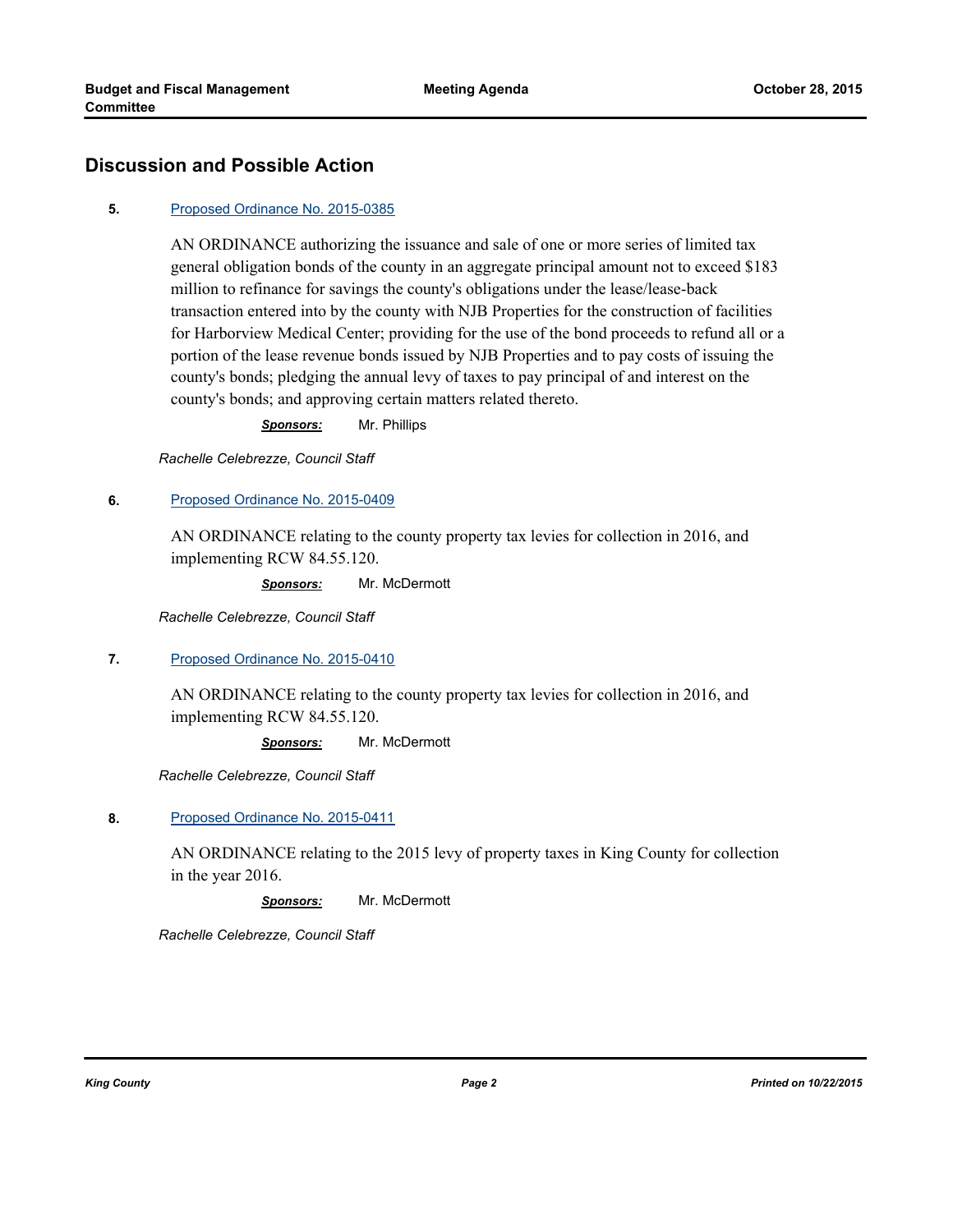## Discussion and Possible Action

**5.** Proposed Ordinance No. 2015-0385

AN ORDINANCE authorizing the issuance and sale of one or more series of limited tax general obligation bonds of the county in an aggregate principal amount not to exceed $183 million to refinance for savings the county's obligations under the lease/lease-back transaction entered into by the county with NJB Properties for the construction of facilities for Harborview Medical Center; providing for the use of the bond proceeds to refund all or a portion of the lease revenue bonds issued by NJB Properties and to pay costs of issuing the county's bonds; pledging the annual levy of taxes to pay principal of and interest on the county's bonds; and approving certain matters related thereto.

***Sponsors:*** Mr. Phillips

*Rachelle Celebrezze, Council Staff*

**6.** Proposed Ordinance No. 2015-0409

AN ORDINANCE relating to the county property tax levies for collection in 2016, and implementing RCW 84.55.120.

***Sponsors:*** Mr. McDermott

*Rachelle Celebrezze, Council Staff*

**7.** Proposed Ordinance No. 2015-0410

AN ORDINANCE relating to the county property tax levies for collection in 2016, and implementing RCW 84.55.120.

***Sponsors:*** Mr. McDermott

*Rachelle Celebrezze, Council Staff*

**8.** Proposed Ordinance No. 2015-0411

AN ORDINANCE relating to the 2015 levy of property taxes in King County for collection in the year 2016.

***Sponsors:*** Mr. McDermott

*Rachelle Celebrezze, Council Staff*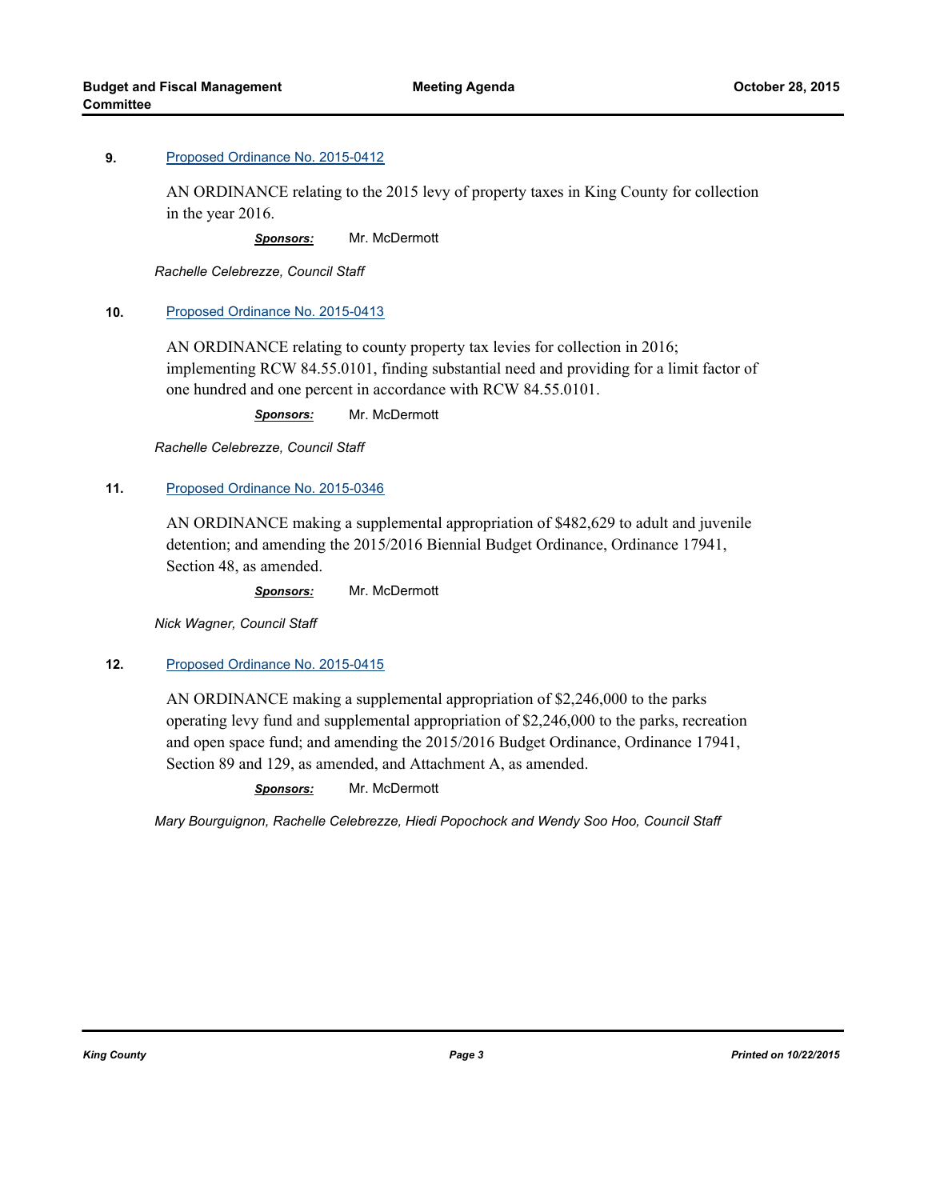**9.** Proposed Ordinance No. 2015-0412

AN ORDINANCE relating to the 2015 levy of property taxes in King County for collection in the year 2016.

***Sponsors:*** Mr. McDermott

*Rachelle Celebrezze, Council Staff*

**10.** Proposed Ordinance No. 2015-0413

AN ORDINANCE relating to county property tax levies for collection in 2016; implementing RCW 84.55.0101, finding substantial need and providing for a limit factor of one hundred and one percent in accordance with RCW 84.55.0101.

***Sponsors:*** Mr. McDermott

*Rachelle Celebrezze, Council Staff*

**11.** Proposed Ordinance No. 2015-0346

AN ORDINANCE making a supplemental appropriation of $482,629 to adult and juvenile detention; and amending the 2015/2016 Biennial Budget Ordinance, Ordinance 17941, Section 48, as amended.

***Sponsors:*** Mr. McDermott

*Nick Wagner, Council Staff*

**12.** Proposed Ordinance No. 2015-0415

AN ORDINANCE making a supplemental appropriation of $2,246,000 to the parks operating levy fund and supplemental appropriation of $2,246,000 to the parks, recreation and open space fund; and amending the 2015/2016 Budget Ordinance, Ordinance 17941, Section 89 and 129, as amended, and Attachment A, as amended.

***Sponsors:*** Mr. McDermott

*Mary Bourguignon, Rachelle Celebrezze, Hiedi Popochock and Wendy Soo Hoo, Council Staff*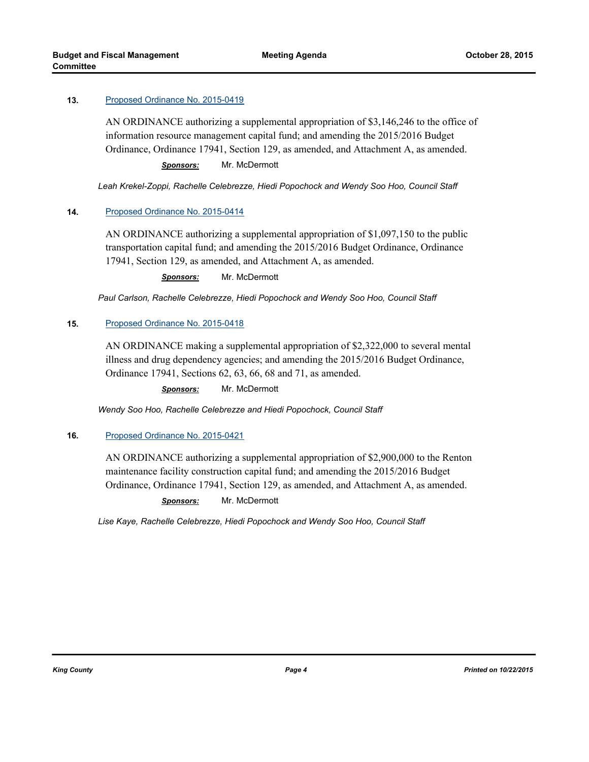**13.** Proposed Ordinance No. 2015-0419

AN ORDINANCE authorizing a supplemental appropriation of $3,146,246 to the office of information resource management capital fund; and amending the 2015/2016 Budget Ordinance, Ordinance 17941, Section 129, as amended, and Attachment A, as amended.

***Sponsors:*** Mr. McDermott

*Leah Krekel-Zoppi, Rachelle Celebrezze, Hiedi Popochock and Wendy Soo Hoo, Council Staff*

**14.** Proposed Ordinance No. 2015-0414

AN ORDINANCE authorizing a supplemental appropriation of $1,097,150 to the public transportation capital fund; and amending the 2015/2016 Budget Ordinance, Ordinance 17941, Section 129, as amended, and Attachment A, as amended.

***Sponsors:*** Mr. McDermott

*Paul Carlson, Rachelle Celebrezze, Hiedi Popochock and Wendy Soo Hoo, Council Staff*

**15.** Proposed Ordinance No. 2015-0418

AN ORDINANCE making a supplemental appropriation of $2,322,000 to several mental illness and drug dependency agencies; and amending the 2015/2016 Budget Ordinance, Ordinance 17941, Sections 62, 63, 66, 68 and 71, as amended.

***Sponsors:*** Mr. McDermott

*Wendy Soo Hoo, Rachelle Celebrezze and Hiedi Popochock, Council Staff*

**16.** Proposed Ordinance No. 2015-0421

AN ORDINANCE authorizing a supplemental appropriation of $2,900,000 to the Renton maintenance facility construction capital fund; and amending the 2015/2016 Budget Ordinance, Ordinance 17941, Section 129, as amended, and Attachment A, as amended.

***Sponsors:*** Mr. McDermott

*Lise Kaye, Rachelle Celebrezze, Hiedi Popochock and Wendy Soo Hoo, Council Staff*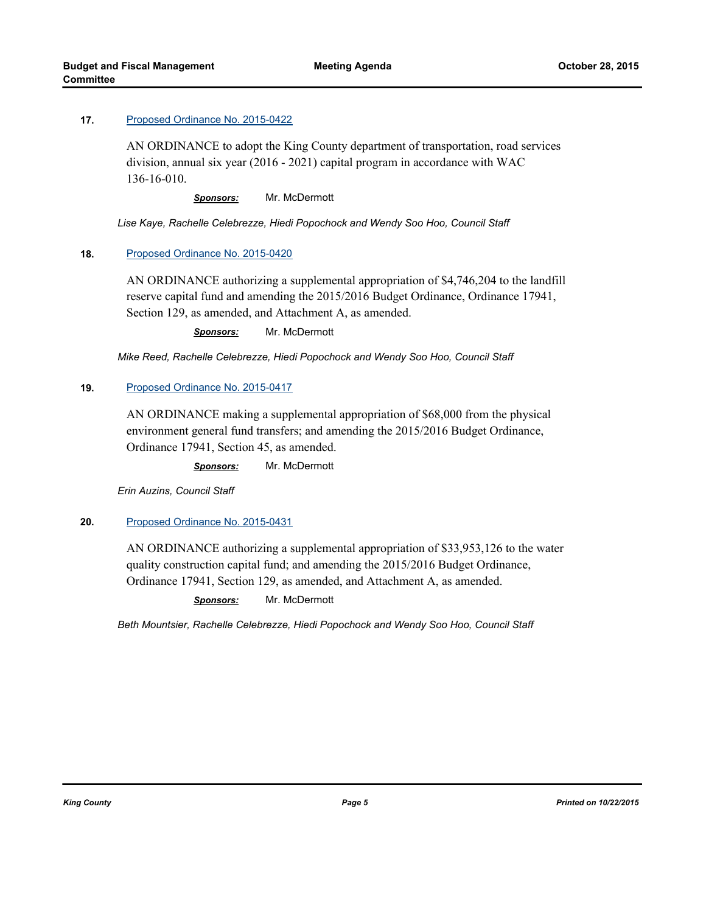**17.** [Proposed Ordinance No. 2015-0422]

AN ORDINANCE to adopt the King County department of transportation, road services division, annual six year (2016 - 2021) capital program in accordance with WAC 136-16-010.

***Sponsors:*** Mr. McDermott

*Lise Kaye, Rachelle Celebrezze, Hiedi Popochock and Wendy Soo Hoo, Council Staff*

**18.** [Proposed Ordinance No. 2015-0420]

AN ORDINANCE authorizing a supplemental appropriation of $4,746,204 to the landfill reserve capital fund and amending the 2015/2016 Budget Ordinance, Ordinance 17941, Section 129, as amended, and Attachment A, as amended.

***Sponsors:*** Mr. McDermott

*Mike Reed, Rachelle Celebrezze, Hiedi Popochock and Wendy Soo Hoo, Council Staff*

**19.** [Proposed Ordinance No. 2015-0417]

AN ORDINANCE making a supplemental appropriation of $68,000 from the physical environment general fund transfers; and amending the 2015/2016 Budget Ordinance, Ordinance 17941, Section 45, as amended.

***Sponsors:*** Mr. McDermott

*Erin Auzins, Council Staff*

**20.** [Proposed Ordinance No. 2015-0431]

AN ORDINANCE authorizing a supplemental appropriation of $33,953,126 to the water quality construction capital fund; and amending the 2015/2016 Budget Ordinance, Ordinance 17941, Section 129, as amended, and Attachment A, as amended.

***Sponsors:*** Mr. McDermott

*Beth Mountsier, Rachelle Celebrezze, Hiedi Popochock and Wendy Soo Hoo, Council Staff*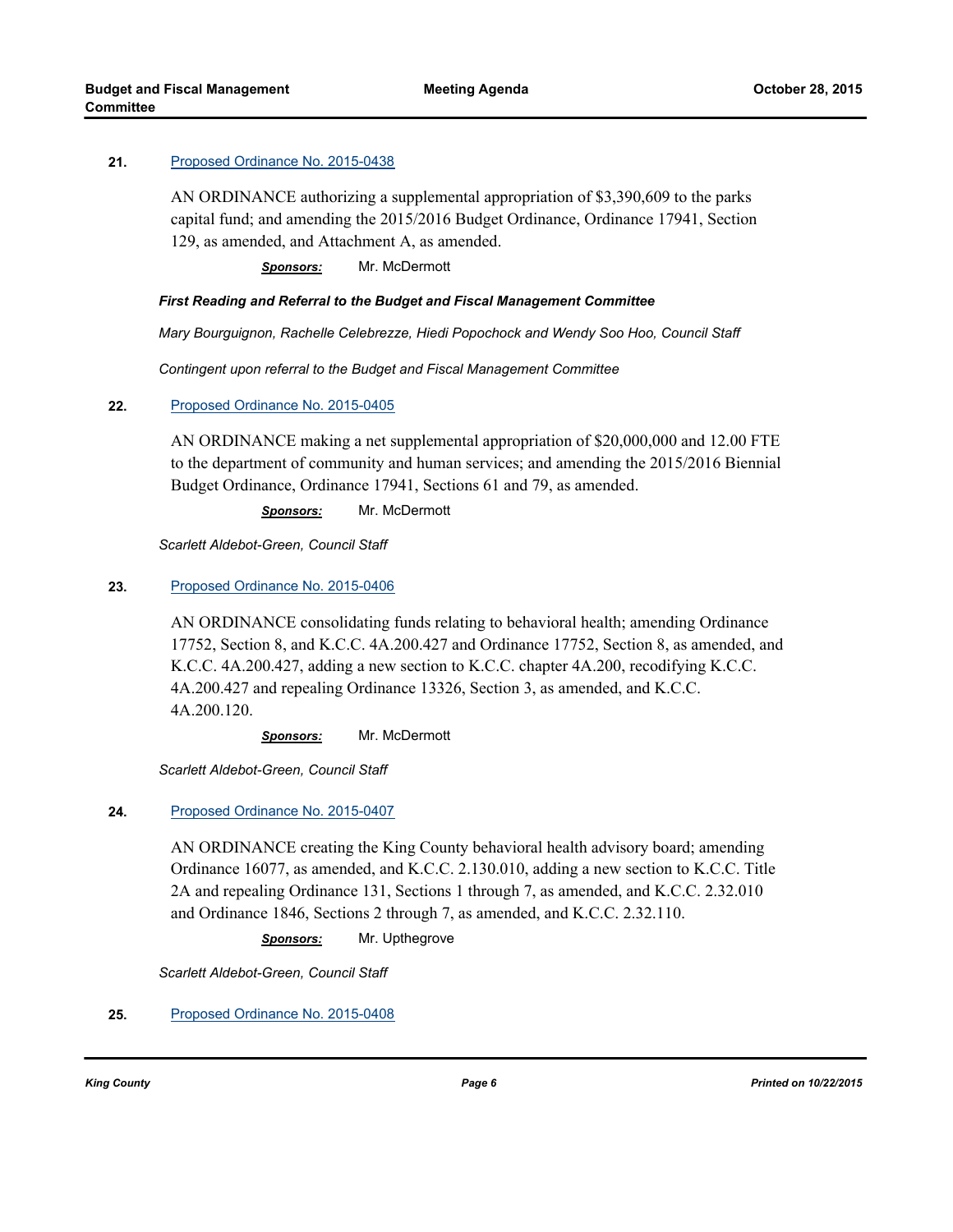**21.** [Proposed Ordinance No. 2015-0438]

AN ORDINANCE authorizing a supplemental appropriation of $3,390,609 to the parks capital fund; and amending the 2015/2016 Budget Ordinance, Ordinance 17941, Section 129, as amended, and Attachment A, as amended.

***Sponsors:*** Mr. McDermott

***First Reading and Referral to the Budget and Fiscal Management Committee***

*Mary Bourguignon, Rachelle Celebrezze, Hiedi Popochock and Wendy Soo Hoo, Council Staff*

*Contingent upon referral to the Budget and Fiscal Management Committee*

**22.** [Proposed Ordinance No. 2015-0405]

AN ORDINANCE making a net supplemental appropriation of $20,000,000 and 12.00 FTE to the department of community and human services; and amending the 2015/2016 Biennial Budget Ordinance, Ordinance 17941, Sections 61 and 79, as amended.

***Sponsors:*** Mr. McDermott

*Scarlett Aldebot-Green, Council Staff*

**23.** [Proposed Ordinance No. 2015-0406]

AN ORDINANCE consolidating funds relating to behavioral health; amending Ordinance 17752, Section 8, and K.C.C. 4A.200.427 and Ordinance 17752, Section 8, as amended, and K.C.C. 4A.200.427, adding a new section to K.C.C. chapter 4A.200, recodifying K.C.C. 4A.200.427 and repealing Ordinance 13326, Section 3, as amended, and K.C.C. 4A.200.120.

***Sponsors:*** Mr. McDermott

*Scarlett Aldebot-Green, Council Staff*

**24.** [Proposed Ordinance No. 2015-0407]

AN ORDINANCE creating the King County behavioral health advisory board; amending Ordinance 16077, as amended, and K.C.C. 2.130.010, adding a new section to K.C.C. Title 2A and repealing Ordinance 131, Sections 1 through 7, as amended, and K.C.C. 2.32.010 and Ordinance 1846, Sections 2 through 7, as amended, and K.C.C. 2.32.110.

***Sponsors:*** Mr. Upthegrove

*Scarlett Aldebot-Green, Council Staff*

**25.** [Proposed Ordinance No. 2015-0408]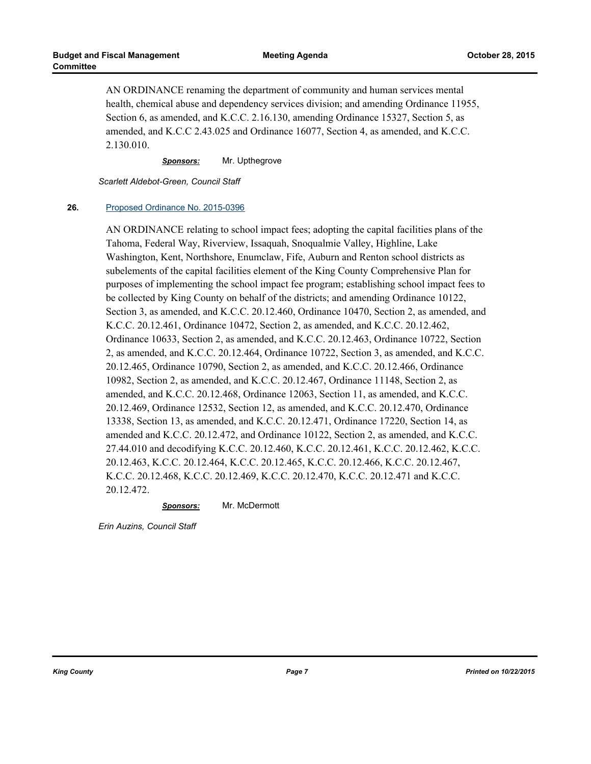AN ORDINANCE renaming the department of community and human services mental health, chemical abuse and dependency services division; and amending Ordinance 11955, Section 6, as amended, and K.C.C. 2.16.130, amending Ordinance 15327, Section 5, as amended, and K.C.C 2.43.025 and Ordinance 16077, Section 4, as amended, and K.C.C. 2.130.010.

***Sponsors:*** Mr. Upthegrove

*Scarlett Aldebot-Green, Council Staff*

**26.** [Proposed Ordinance No. 2015-0396]

AN ORDINANCE relating to school impact fees; adopting the capital facilities plans of the Tahoma, Federal Way, Riverview, Issaquah, Snoqualmie Valley, Highline, Lake Washington, Kent, Northshore, Enumclaw, Fife, Auburn and Renton school districts as subelements of the capital facilities element of the King County Comprehensive Plan for purposes of implementing the school impact fee program; establishing school impact fees to be collected by King County on behalf of the districts; and amending Ordinance 10122, Section 3, as amended, and K.C.C. 20.12.460, Ordinance 10470, Section 2, as amended, and K.C.C. 20.12.461, Ordinance 10472, Section 2, as amended, and K.C.C. 20.12.462, Ordinance 10633, Section 2, as amended, and K.C.C. 20.12.463, Ordinance 10722, Section 2, as amended, and K.C.C. 20.12.464, Ordinance 10722, Section 3, as amended, and K.C.C. 20.12.465, Ordinance 10790, Section 2, as amended, and K.C.C. 20.12.466, Ordinance 10982, Section 2, as amended, and K.C.C. 20.12.467, Ordinance 11148, Section 2, as amended, and K.C.C. 20.12.468, Ordinance 12063, Section 11, as amended, and K.C.C. 20.12.469, Ordinance 12532, Section 12, as amended, and K.C.C. 20.12.470, Ordinance 13338, Section 13, as amended, and K.C.C. 20.12.471, Ordinance 17220, Section 14, as amended and K.C.C. 20.12.472, and Ordinance 10122, Section 2, as amended, and K.C.C. 27.44.010 and decodifying K.C.C. 20.12.460, K.C.C. 20.12.461, K.C.C. 20.12.462, K.C.C. 20.12.463, K.C.C. 20.12.464, K.C.C. 20.12.465, K.C.C. 20.12.466, K.C.C. 20.12.467, K.C.C. 20.12.468, K.C.C. 20.12.469, K.C.C. 20.12.470, K.C.C. 20.12.471 and K.C.C. 20.12.472.

***Sponsors:*** Mr. McDermott

*Erin Auzins, Council Staff*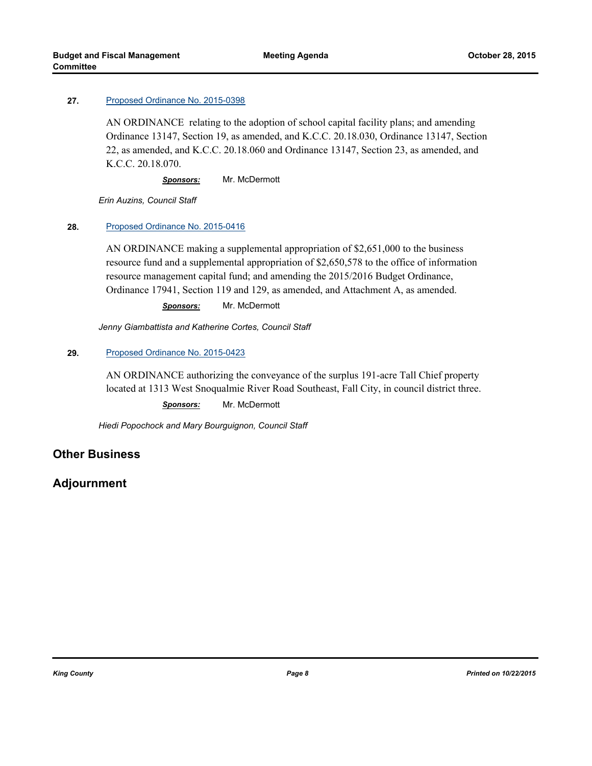**27.** [Proposed Ordinance No. 2015-0398]

AN ORDINANCE relating to the adoption of school capital facility plans; and amending Ordinance 13147, Section 19, as amended, and K.C.C. 20.18.030, Ordinance 13147, Section 22, as amended, and K.C.C. 20.18.060 and Ordinance 13147, Section 23, as amended, and K.C.C. 20.18.070.

***Sponsors:*** Mr. McDermott

*Erin Auzins, Council Staff*

**28.** [Proposed Ordinance No. 2015-0416]

AN ORDINANCE making a supplemental appropriation of $2,651,000 to the business resource fund and a supplemental appropriation of $2,650,578 to the office of information resource management capital fund; and amending the 2015/2016 Budget Ordinance, Ordinance 17941, Section 119 and 129, as amended, and Attachment A, as amended.

***Sponsors:*** Mr. McDermott

*Jenny Giambattista and Katherine Cortes, Council Staff*

**29.** [Proposed Ordinance No. 2015-0423]

AN ORDINANCE authorizing the conveyance of the surplus 191-acre Tall Chief property located at 1313 West Snoqualmie River Road Southeast, Fall City, in council district three.

***Sponsors:*** Mr. McDermott

*Hiedi Popochock and Mary Bourguignon, Council Staff*

## Other Business

## Adjournment